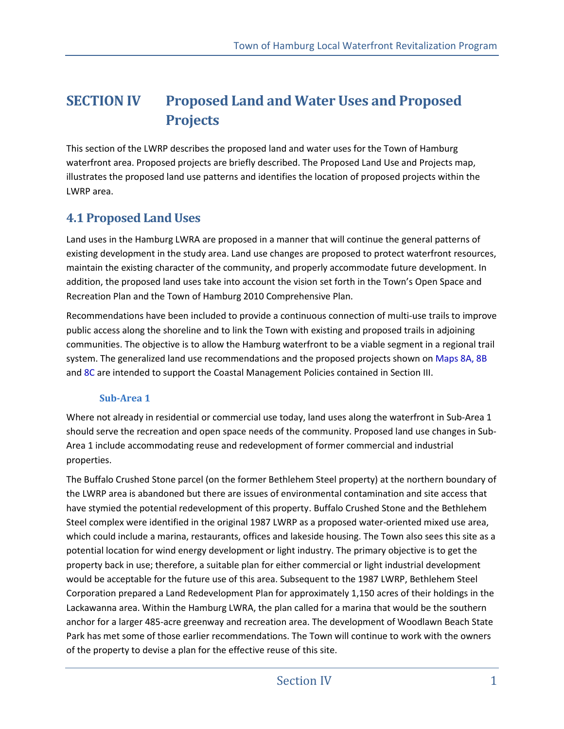# SECTION IV Proposed Land and Water Uses and Proposed Projects

This section of the LWRP describes the proposed land and water uses for the Town of Hamburg waterfront area. Proposed projects are briefly described. The Proposed Land Use and Projects map, illustrates the proposed land use patterns and identifies the location of proposed projects within the LWRP area.

## 4.1 Proposed Land Uses

Land uses in the Hamburg LWRA are proposed in a manner that will continue the general patterns of existing development in the study area. Land use changes are proposed to protect waterfront resources, maintain the existing character of the community, and properly accommodate future development. In addition, the proposed land uses take into account the vision set forth in the Town's Open Space and Recreation Plan and the Town of Hamburg 2010 Comprehensive Plan.

Recommendations have been included to provide a continuous connection of multi-use trails to improve public access along the shoreline and to link the Town with existing and proposed trails in adjoining communities. The objective is to allow the Hamburg waterfront to be a viable segment in a regional trail system. The generalized land use recommendations and the proposed projects shown on Maps 8A, 8B and 8C are intended to support the Coastal Management Policies contained in Section III.

### Sub-Area 1

Where not already in residential or commercial use today, land uses along the waterfront in Sub-Area 1 should serve the recreation and open space needs of the community. Proposed land use changes in Sub-Area 1 include accommodating reuse and redevelopment of former commercial and industrial properties.

The Buffalo Crushed Stone parcel (on the former Bethlehem Steel property) at the northern boundary of the LWRP area is abandoned but there are issues of environmental contamination and site access that have stymied the potential redevelopment of this property. Buffalo Crushed Stone and the Bethlehem Steel complex were identified in the original 1987 LWRP as a proposed water-oriented mixed use area, which could include a marina, restaurants, offices and lakeside housing. The Town also sees this site as a potential location for wind energy development or light industry. The primary objective is to get the property back in use; therefore, a suitable plan for either commercial or light industrial development would be acceptable for the future use of this area. Subsequent to the 1987 LWRP, Bethlehem Steel Corporation prepared a Land Redevelopment Plan for approximately 1,150 acres of their holdings in the Lackawanna area. Within the Hamburg LWRA, the plan called for a marina that would be the southern anchor for a larger 485-acre greenway and recreation area. The development of Woodlawn Beach State Park has met some of those earlier recommendations. The Town will continue to work with the owners of the property to devise a plan for the effective reuse of this site.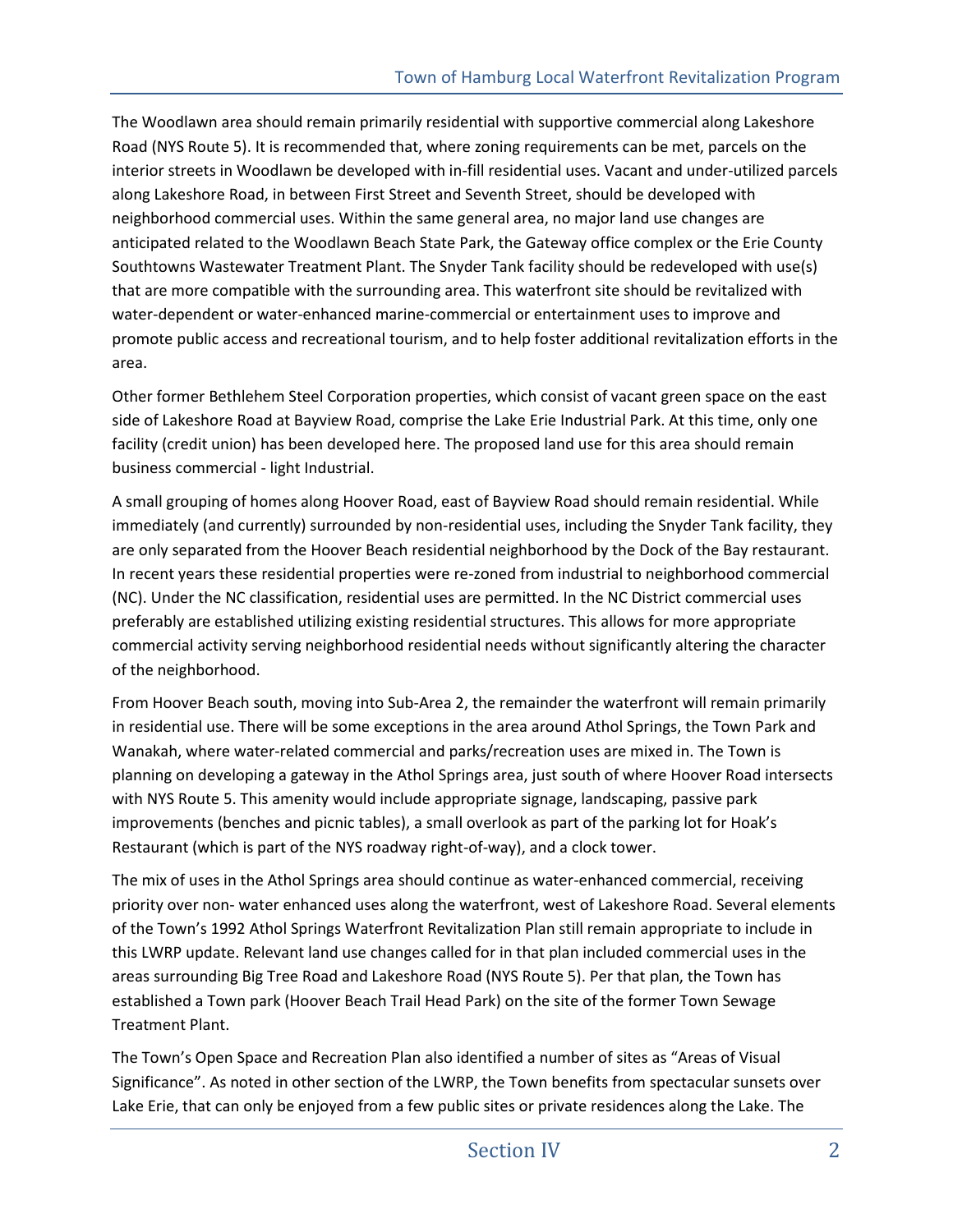The Woodlawn area should remain primarily residential with supportive commercial along Lakeshore Road (NYS Route 5). It is recommended that, where zoning requirements can be met, parcels on the interior streets in Woodlawn be developed with in-fill residential uses. Vacant and under-utilized parcels along Lakeshore Road, in between First Street and Seventh Street, should be developed with neighborhood commercial uses. Within the same general area, no major land use changes are anticipated related to the Woodlawn Beach State Park, the Gateway office complex or the Erie County Southtowns Wastewater Treatment Plant. The Snyder Tank facility should be redeveloped with use(s) that are more compatible with the surrounding area. This waterfront site should be revitalized with water-dependent or water-enhanced marine-commercial or entertainment uses to improve and promote public access and recreational tourism, and to help foster additional revitalization efforts in the area.

Other former Bethlehem Steel Corporation properties, which consist of vacant green space on the east side of Lakeshore Road at Bayview Road, comprise the Lake Erie Industrial Park. At this time, only one facility (credit union) has been developed here. The proposed land use for this area should remain business commercial - light Industrial.

A small grouping of homes along Hoover Road, east of Bayview Road should remain residential. While immediately (and currently) surrounded by non-residential uses, including the Snyder Tank facility, they are only separated from the Hoover Beach residential neighborhood by the Dock of the Bay restaurant. In recent years these residential properties were re-zoned from industrial to neighborhood commercial (NC). Under the NC classification, residential uses are permitted. In the NC District commercial uses preferably are established utilizing existing residential structures. This allows for more appropriate commercial activity serving neighborhood residential needs without significantly altering the character of the neighborhood.

From Hoover Beach south, moving into Sub-Area 2, the remainder the waterfront will remain primarily in residential use. There will be some exceptions in the area around Athol Springs, the Town Park and Wanakah, where water-related commercial and parks/recreation uses are mixed in. The Town is planning on developing a gateway in the Athol Springs area, just south of where Hoover Road intersects with NYS Route 5. This amenity would include appropriate signage, landscaping, passive park improvements (benches and picnic tables), a small overlook as part of the parking lot for Hoak's Restaurant (which is part of the NYS roadway right-of-way), and a clock tower.

The mix of uses in the Athol Springs area should continue as water-enhanced commercial, receiving priority over non- water enhanced uses along the waterfront, west of Lakeshore Road. Several elements of the Town's 1992 Athol Springs Waterfront Revitalization Plan still remain appropriate to include in this LWRP update. Relevant land use changes called for in that plan included commercial uses in the areas surrounding Big Tree Road and Lakeshore Road (NYS Route 5). Per that plan, the Town has established a Town park (Hoover Beach Trail Head Park) on the site of the former Town Sewage Treatment Plant.

The Town's Open Space and Recreation Plan also identified a number of sites as "Areas of Visual Significance". As noted in other section of the LWRP, the Town benefits from spectacular sunsets over Lake Erie, that can only be enjoyed from a few public sites or private residences along the Lake. The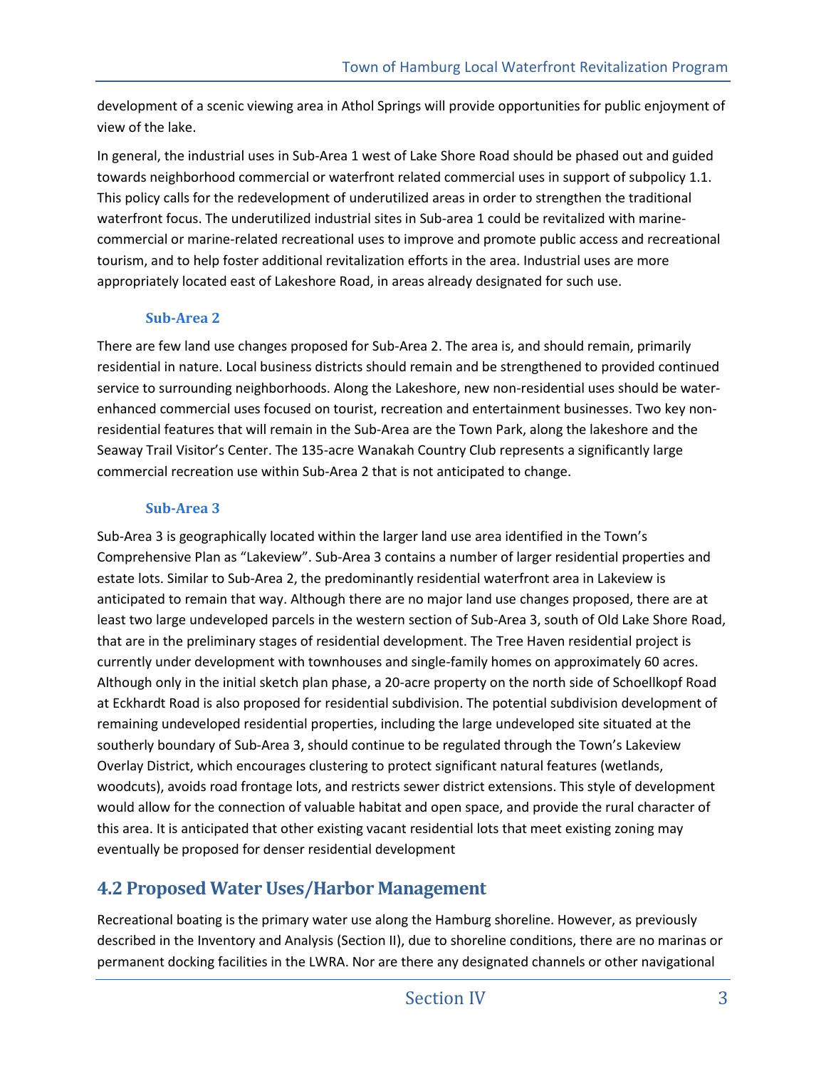development of a scenic viewing area in Athol Springs will provide opportunities for public enjoyment of view of the lake.

In general, the industrial uses in Sub-Area 1 west of Lake Shore Road should be phased out and guided towards neighborhood commercial or waterfront related commercial uses in support of subpolicy 1.1. This policy calls for the redevelopment of underutilized areas in order to strengthen the traditional waterfront focus. The underutilized industrial sites in Sub-area 1 could be revitalized with marine-commercial or marine-related recreational uses to improve and promote public access and recreational tourism, and to help foster additional revitalization efforts in the area. Industrial uses are more appropriately located east of Lakeshore Road, in areas already designated for such use.

### Sub-Area 2

There are few land use changes proposed for Sub-Area 2. The area is, and should remain, primarily residential in nature. Local business districts should remain and be strengthened to provided continued service to surrounding neighborhoods. Along the Lakeshore, new non-residential uses should be water-enhanced commercial uses focused on tourist, recreation and entertainment businesses. Two key non-residential features that will remain in the Sub-Area are the Town Park, along the lakeshore and the Seaway Trail Visitor's Center. The 135-acre Wanakah Country Club represents a significantly large commercial recreation use within Sub-Area 2 that is not anticipated to change.

### Sub-Area 3

Sub-Area 3 is geographically located within the larger land use area identified in the Town's Comprehensive Plan as "Lakeview". Sub-Area 3 contains a number of larger residential properties and estate lots. Similar to Sub-Area 2, the predominantly residential waterfront area in Lakeview is anticipated to remain that way. Although there are no major land use changes proposed, there are at least two large undeveloped parcels in the western section of Sub-Area 3, south of Old Lake Shore Road, that are in the preliminary stages of residential development. The Tree Haven residential project is currently under development with townhouses and single-family homes on approximately 60 acres. Although only in the initial sketch plan phase, a 20-acre property on the north side of Schoellkopf Road at Eckhardt Road is also proposed for residential subdivision. The potential subdivision development of remaining undeveloped residential properties, including the large undeveloped site situated at the southerly boundary of Sub-Area 3, should continue to be regulated through the Town's Lakeview Overlay District, which encourages clustering to protect significant natural features (wetlands, woodcuts), avoids road frontage lots, and restricts sewer district extensions. This style of development would allow for the connection of valuable habitat and open space, and provide the rural character of this area. It is anticipated that other existing vacant residential lots that meet existing zoning may eventually be proposed for denser residential development

## 4.2 Proposed Water Uses/Harbor Management

Recreational boating is the primary water use along the Hamburg shoreline. However, as previously described in the Inventory and Analysis (Section II), due to shoreline conditions, there are no marinas or permanent docking facilities in the LWRA. Nor are there any designated channels or other navigational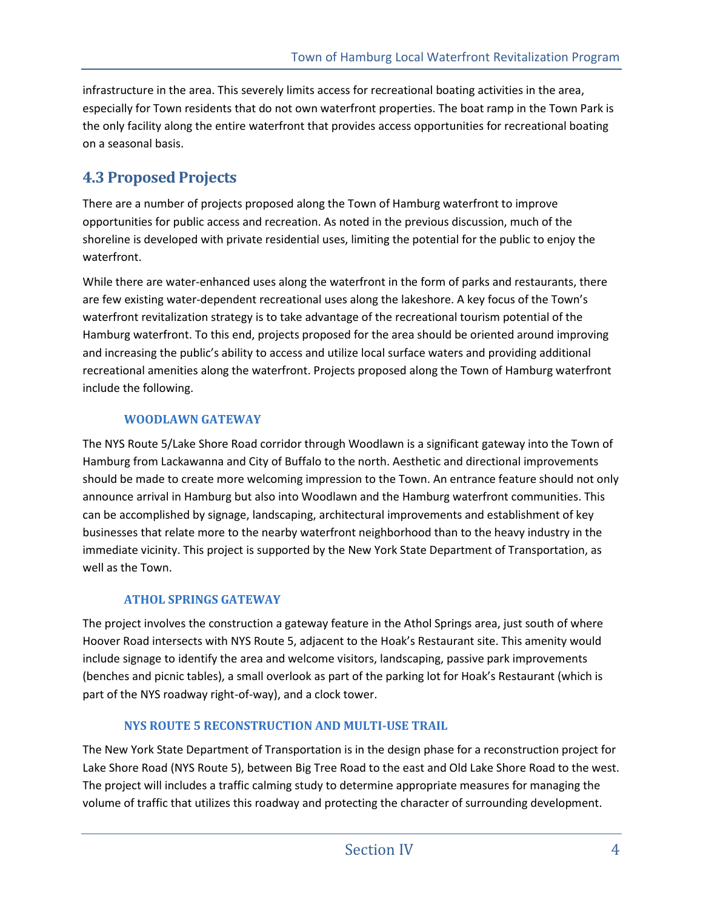infrastructure in the area. This severely limits access for recreational boating activities in the area, especially for Town residents that do not own waterfront properties. The boat ramp in the Town Park is the only facility along the entire waterfront that provides access opportunities for recreational boating on a seasonal basis.

## 4.3 Proposed Projects

There are a number of projects proposed along the Town of Hamburg waterfront to improve opportunities for public access and recreation. As noted in the previous discussion, much of the shoreline is developed with private residential uses, limiting the potential for the public to enjoy the waterfront.

While there are water-enhanced uses along the waterfront in the form of parks and restaurants, there are few existing water-dependent recreational uses along the lakeshore. A key focus of the Town's waterfront revitalization strategy is to take advantage of the recreational tourism potential of the Hamburg waterfront. To this end, projects proposed for the area should be oriented around improving and increasing the public's ability to access and utilize local surface waters and providing additional recreational amenities along the waterfront. Projects proposed along the Town of Hamburg waterfront include the following.

### WOODLAWN GATEWAY

The NYS Route 5/Lake Shore Road corridor through Woodlawn is a significant gateway into the Town of Hamburg from Lackawanna and City of Buffalo to the north. Aesthetic and directional improvements should be made to create more welcoming impression to the Town. An entrance feature should not only announce arrival in Hamburg but also into Woodlawn and the Hamburg waterfront communities. This can be accomplished by signage, landscaping, architectural improvements and establishment of key businesses that relate more to the nearby waterfront neighborhood than to the heavy industry in the immediate vicinity. This project is supported by the New York State Department of Transportation, as well as the Town.

### ATHOL SPRINGS GATEWAY

The project involves the construction a gateway feature in the Athol Springs area, just south of where Hoover Road intersects with NYS Route 5, adjacent to the Hoak's Restaurant site. This amenity would include signage to identify the area and welcome visitors, landscaping, passive park improvements (benches and picnic tables), a small overlook as part of the parking lot for Hoak's Restaurant (which is part of the NYS roadway right-of-way), and a clock tower.

### NYS ROUTE 5 RECONSTRUCTION AND MULTI-USE TRAIL

The New York State Department of Transportation is in the design phase for a reconstruction project for Lake Shore Road (NYS Route 5), between Big Tree Road to the east and Old Lake Shore Road to the west. The project will includes a traffic calming study to determine appropriate measures for managing the volume of traffic that utilizes this roadway and protecting the character of surrounding development.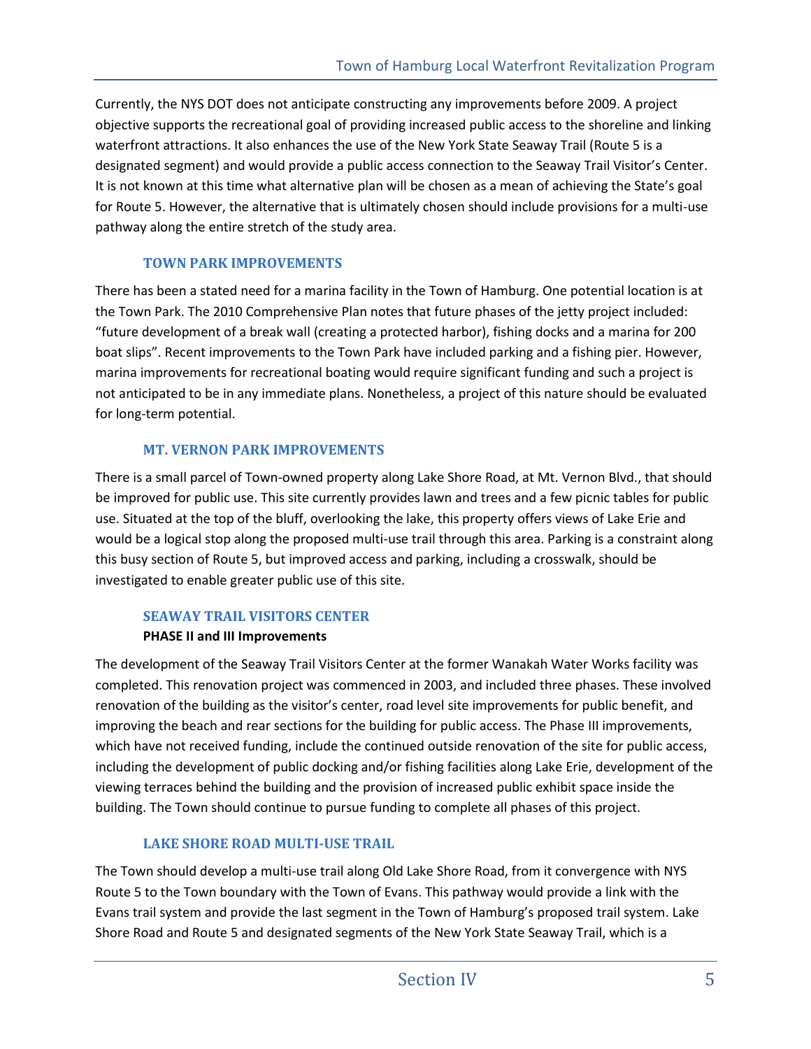Currently, the NYS DOT does not anticipate constructing any improvements before 2009. A project objective supports the recreational goal of providing increased public access to the shoreline and linking waterfront attractions. It also enhances the use of the New York State Seaway Trail (Route 5 is a designated segment) and would provide a public access connection to the Seaway Trail Visitor's Center. It is not known at this time what alternative plan will be chosen as a mean of achieving the State's goal for Route 5. However, the alternative that is ultimately chosen should include provisions for a multi-use pathway along the entire stretch of the study area.

### TOWN PARK IMPROVEMENTS

There has been a stated need for a marina facility in the Town of Hamburg. One potential location is at the Town Park. The 2010 Comprehensive Plan notes that future phases of the jetty project included: "future development of a break wall (creating a protected harbor), fishing docks and a marina for 200 boat slips". Recent improvements to the Town Park have included parking and a fishing pier. However, marina improvements for recreational boating would require significant funding and such a project is not anticipated to be in any immediate plans. Nonetheless, a project of this nature should be evaluated for long-term potential.

### MT. VERNON PARK IMPROVEMENTS

There is a small parcel of Town-owned property along Lake Shore Road, at Mt. Vernon Blvd., that should be improved for public use. This site currently provides lawn and trees and a few picnic tables for public use. Situated at the top of the bluff, overlooking the lake, this property offers views of Lake Erie and would be a logical stop along the proposed multi-use trail through this area. Parking is a constraint along this busy section of Route 5, but improved access and parking, including a crosswalk, should be investigated to enable greater public use of this site.

### SEAWAY TRAIL VISITORS CENTER

**PHASE II and III Improvements**

The development of the Seaway Trail Visitors Center at the former Wanakah Water Works facility was completed. This renovation project was commenced in 2003, and included three phases. These involved renovation of the building as the visitor's center, road level site improvements for public benefit, and improving the beach and rear sections for the building for public access. The Phase III improvements, which have not received funding, include the continued outside renovation of the site for public access, including the development of public docking and/or fishing facilities along Lake Erie, development of the viewing terraces behind the building and the provision of increased public exhibit space inside the building. The Town should continue to pursue funding to complete all phases of this project.

### LAKE SHORE ROAD MULTI-USE TRAIL

The Town should develop a multi-use trail along Old Lake Shore Road, from it convergence with NYS Route 5 to the Town boundary with the Town of Evans. This pathway would provide a link with the Evans trail system and provide the last segment in the Town of Hamburg's proposed trail system. Lake Shore Road and Route 5 and designated segments of the New York State Seaway Trail, which is a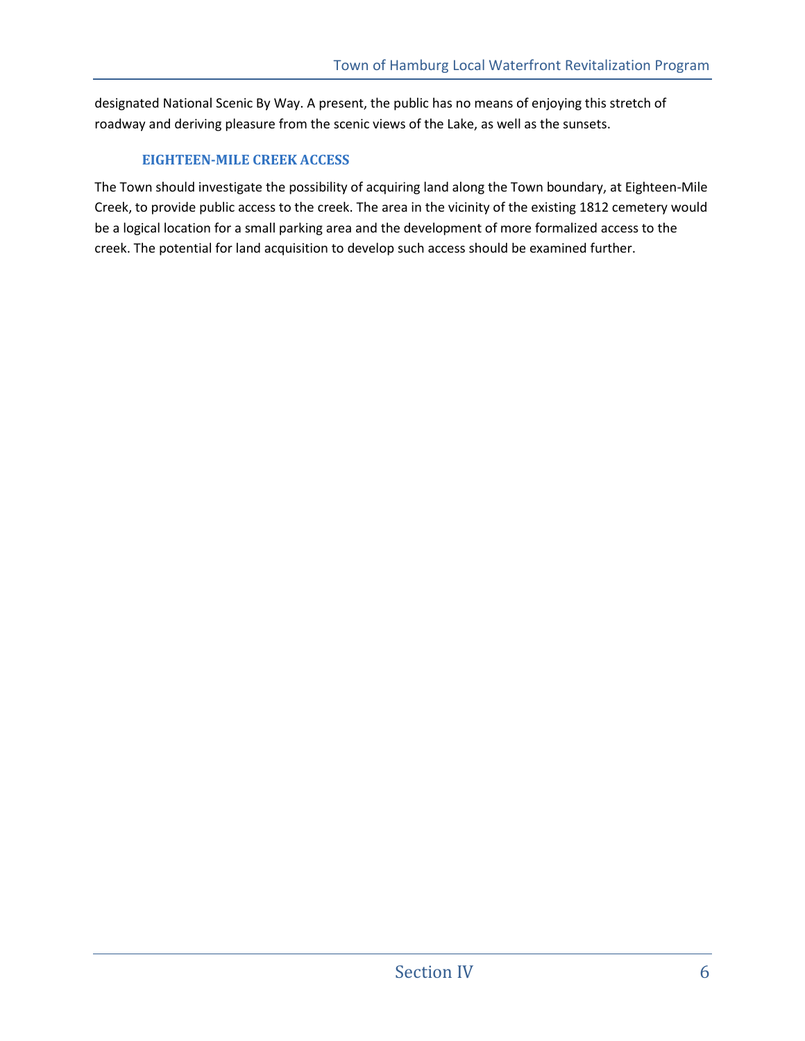designated National Scenic By Way. A present, the public has no means of enjoying this stretch of roadway and deriving pleasure from the scenic views of the Lake, as well as the sunsets.

### EIGHTEEN-MILE CREEK ACCESS

The Town should investigate the possibility of acquiring land along the Town boundary, at Eighteen-Mile Creek, to provide public access to the creek. The area in the vicinity of the existing 1812 cemetery would be a logical location for a small parking area and the development of more formalized access to the creek. The potential for land acquisition to develop such access should be examined further.